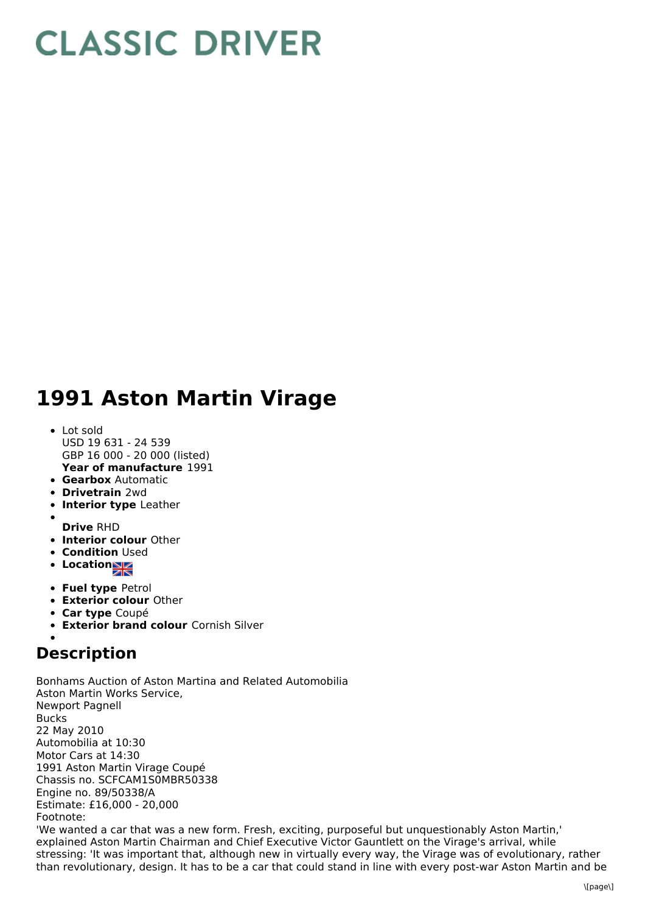# CLASSIC DRIVER

# 1991 Aston Martin Virage

- Lot sold
  USD 19 631 - 24 539
  GBP 16 000 - 20 000 (listed)
  **Year of manufacture** 1991
- **Gearbox** Automatic
- **Drivetrain** 2wd
- **Interior type** Leather
- **Drive** RHD
- **Interior colour** Other
- **Condition** Used
- **Location**
- **Fuel type** Petrol
- **Exterior colour** Other
- **Car type** Coupé
- **Exterior brand colour** Cornish Silver

## Description

Bonhams Auction of Aston Martina and Related Automobilia
Aston Martin Works Service,
Newport Pagnell
Bucks
22 May 2010
Automobilia at 10:30
Motor Cars at 14:30
1991 Aston Martin Virage Coupé
Chassis no. SCFCAM1S0MBR50338
Engine no. 89/50338/A
Estimate: £16,000 - 20,000
Footnote:
'We wanted a car that was a new form. Fresh, exciting, purposeful but unquestionably Aston Martin,' explained Aston Martin Chairman and Chief Executive Victor Gauntlett on the Virage's arrival, while stressing: 'It was important that, although new in virtually every way, the Virage was of evolutionary, rather than revolutionary, design. It has to be a car that could stand in line with every post-war Aston Martin and be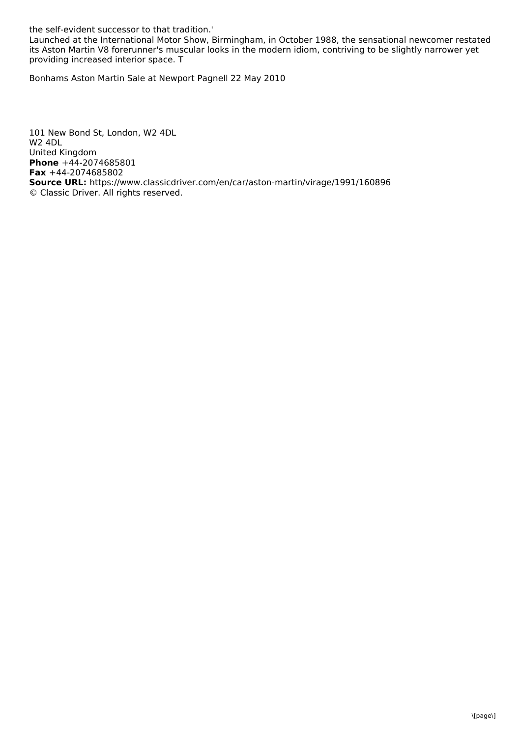the self-evident successor to that tradition.'
Launched at the International Motor Show, Birmingham, in October 1988, the sensational newcomer restated its Aston Martin V8 forerunner's muscular looks in the modern idiom, contriving to be slightly narrower yet providing increased interior space. T

Bonhams Aston Martin Sale at Newport Pagnell 22 May 2010

101 New Bond St, London, W2 4DL
W2 4DL
United Kingdom
**Phone** +44-2074685801
**Fax** +44-2074685802
**Source URL:** https://www.classicdriver.com/en/car/aston-martin/virage/1991/160896
© Classic Driver. All rights reserved.